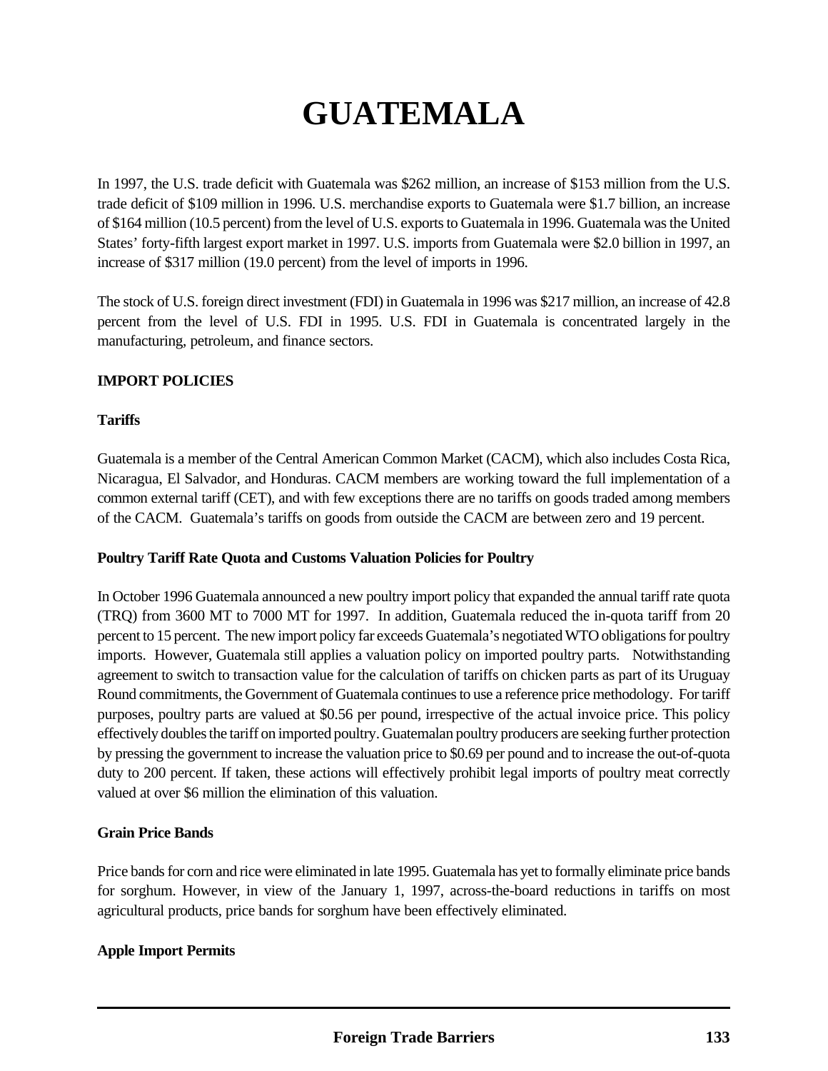# GUATEMALA

In 1997, the U.S. trade deficit with Guatemala was $262 million, an increase of $153 million from the U.S. trade deficit of $109 million in 1996. U.S. merchandise exports to Guatemala were $1.7 billion, an increase of $164 million (10.5 percent) from the level of U.S. exports to Guatemala in 1996. Guatemala was the United States' forty-fifth largest export market in 1997. U.S. imports from Guatemala were $2.0 billion in 1997, an increase of $317 million (19.0 percent) from the level of imports in 1996.

The stock of U.S. foreign direct investment (FDI) in Guatemala in 1996 was $217 million, an increase of 42.8 percent from the level of U.S. FDI in 1995. U.S. FDI in Guatemala is concentrated largely in the manufacturing, petroleum, and finance sectors.

## IMPORT POLICIES

### Tariffs

Guatemala is a member of the Central American Common Market (CACM), which also includes Costa Rica, Nicaragua, El Salvador, and Honduras. CACM members are working toward the full implementation of a common external tariff (CET), and with few exceptions there are no tariffs on goods traded among members of the CACM. Guatemala's tariffs on goods from outside the CACM are between zero and 19 percent.

### Poultry Tariff Rate Quota and Customs Valuation Policies for Poultry

In October 1996 Guatemala announced a new poultry import policy that expanded the annual tariff rate quota (TRQ) from 3600 MT to 7000 MT for 1997. In addition, Guatemala reduced the in-quota tariff from 20 percent to 15 percent. The new import policy far exceeds Guatemala's negotiated WTO obligations for poultry imports. However, Guatemala still applies a valuation policy on imported poultry parts. Notwithstanding agreement to switch to transaction value for the calculation of tariffs on chicken parts as part of its Uruguay Round commitments, the Government of Guatemala continues to use a reference price methodology. For tariff purposes, poultry parts are valued at $0.56 per pound, irrespective of the actual invoice price. This policy effectively doubles the tariff on imported poultry. Guatemalan poultry producers are seeking further protection by pressing the government to increase the valuation price to $0.69 per pound and to increase the out-of-quota duty to 200 percent. If taken, these actions will effectively prohibit legal imports of poultry meat correctly valued at over $6 million the elimination of this valuation.

### Grain Price Bands

Price bands for corn and rice were eliminated in late 1995. Guatemala has yet to formally eliminate price bands for sorghum. However, in view of the January 1, 1997, across-the-board reductions in tariffs on most agricultural products, price bands for sorghum have been effectively eliminated.

### Apple Import Permits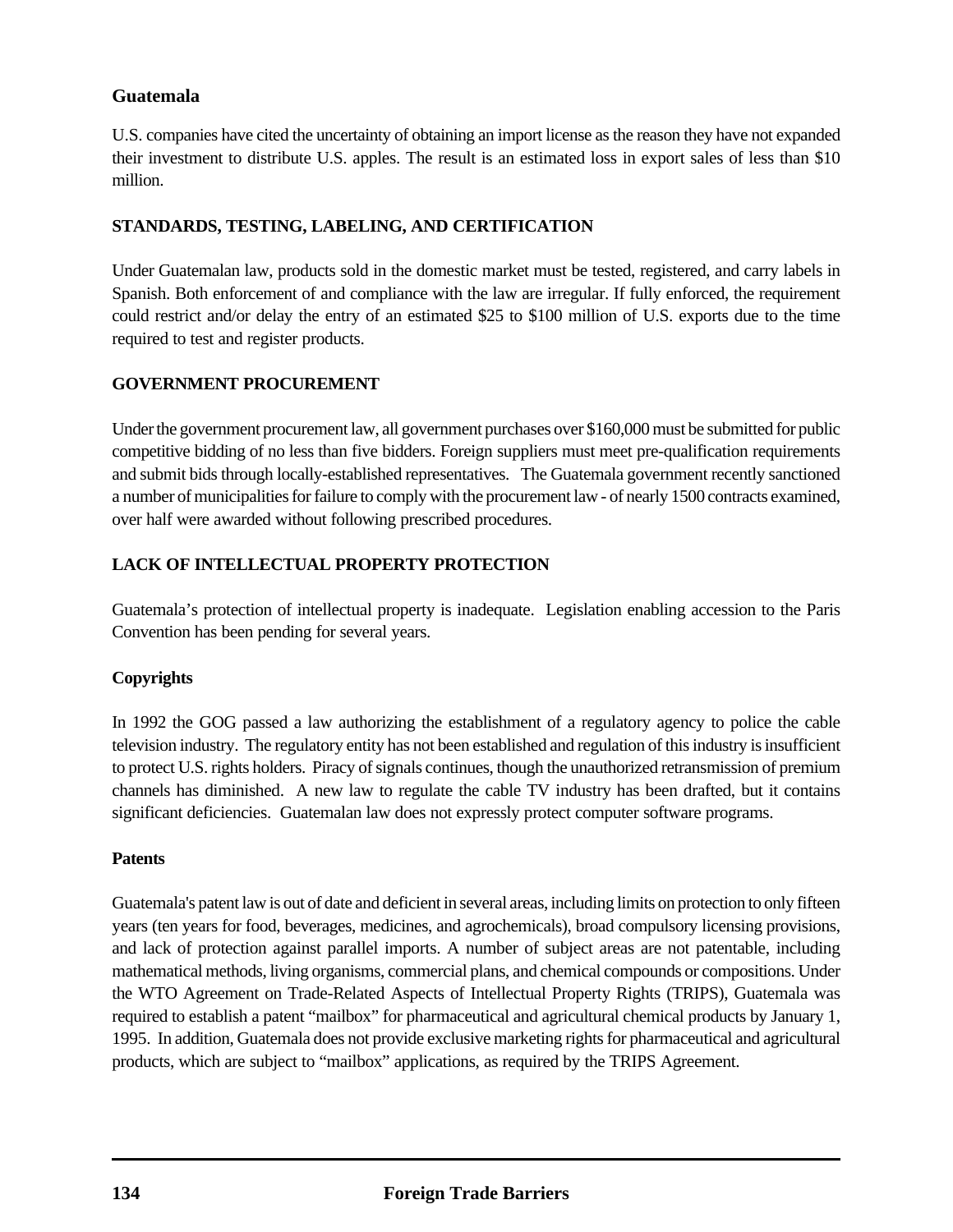**Guatemala**

U.S. companies have cited the uncertainty of obtaining an import license as the reason they have not expanded their investment to distribute U.S. apples. The result is an estimated loss in export sales of less than $10 million.

## STANDARDS, TESTING, LABELING, AND CERTIFICATION

Under Guatemalan law, products sold in the domestic market must be tested, registered, and carry labels in Spanish. Both enforcement of and compliance with the law are irregular. If fully enforced, the requirement could restrict and/or delay the entry of an estimated $25 to $100 million of U.S. exports due to the time required to test and register products.

## GOVERNMENT PROCUREMENT

Under the government procurement law, all government purchases over $160,000 must be submitted for public competitive bidding of no less than five bidders. Foreign suppliers must meet pre-qualification requirements and submit bids through locally-established representatives. The Guatemala government recently sanctioned a number of municipalities for failure to comply with the procurement law - of nearly 1500 contracts examined, over half were awarded without following prescribed procedures.

## LACK OF INTELLECTUAL PROPERTY PROTECTION

Guatemala's protection of intellectual property is inadequate. Legislation enabling accession to the Paris Convention has been pending for several years.

### Copyrights

In 1992 the GOG passed a law authorizing the establishment of a regulatory agency to police the cable television industry. The regulatory entity has not been established and regulation of this industry is insufficient to protect U.S. rights holders. Piracy of signals continues, though the unauthorized retransmission of premium channels has diminished. A new law to regulate the cable TV industry has been drafted, but it contains significant deficiencies. Guatemalan law does not expressly protect computer software programs.

### Patents

Guatemala's patent law is out of date and deficient in several areas, including limits on protection to only fifteen years (ten years for food, beverages, medicines, and agrochemicals), broad compulsory licensing provisions, and lack of protection against parallel imports. A number of subject areas are not patentable, including mathematical methods, living organisms, commercial plans, and chemical compounds or compositions. Under the WTO Agreement on Trade-Related Aspects of Intellectual Property Rights (TRIPS), Guatemala was required to establish a patent "mailbox" for pharmaceutical and agricultural chemical products by January 1, 1995. In addition, Guatemala does not provide exclusive marketing rights for pharmaceutical and agricultural products, which are subject to "mailbox" applications, as required by the TRIPS Agreement.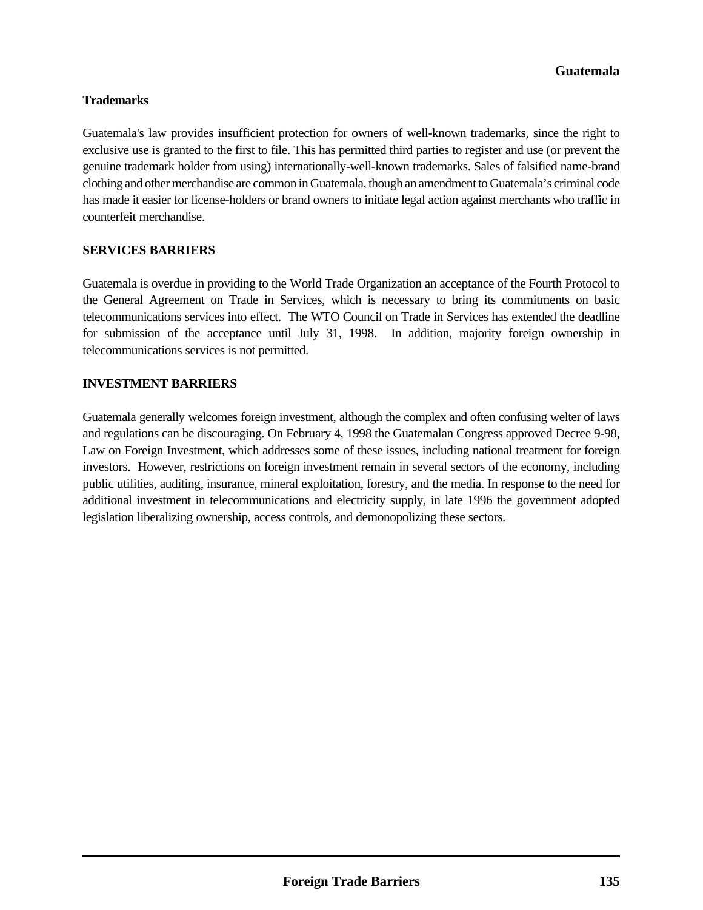### Trademarks

Guatemala's law provides insufficient protection for owners of well-known trademarks, since the right to exclusive use is granted to the first to file. This has permitted third parties to register and use (or prevent the genuine trademark holder from using) internationally-well-known trademarks. Sales of falsified name-brand clothing and other merchandise are common in Guatemala, though an amendment to Guatemala's criminal code has made it easier for license-holders or brand owners to initiate legal action against merchants who traffic in counterfeit merchandise.

## SERVICES BARRIERS

Guatemala is overdue in providing to the World Trade Organization an acceptance of the Fourth Protocol to the General Agreement on Trade in Services, which is necessary to bring its commitments on basic telecommunications services into effect. The WTO Council on Trade in Services has extended the deadline for submission of the acceptance until July 31, 1998. In addition, majority foreign ownership in telecommunications services is not permitted.

## INVESTMENT BARRIERS

Guatemala generally welcomes foreign investment, although the complex and often confusing welter of laws and regulations can be discouraging. On February 4, 1998 the Guatemalan Congress approved Decree 9-98, Law on Foreign Investment, which addresses some of these issues, including national treatment for foreign investors. However, restrictions on foreign investment remain in several sectors of the economy, including public utilities, auditing, insurance, mineral exploitation, forestry, and the media. In response to the need for additional investment in telecommunications and electricity supply, in late 1996 the government adopted legislation liberalizing ownership, access controls, and demonopolizing these sectors.